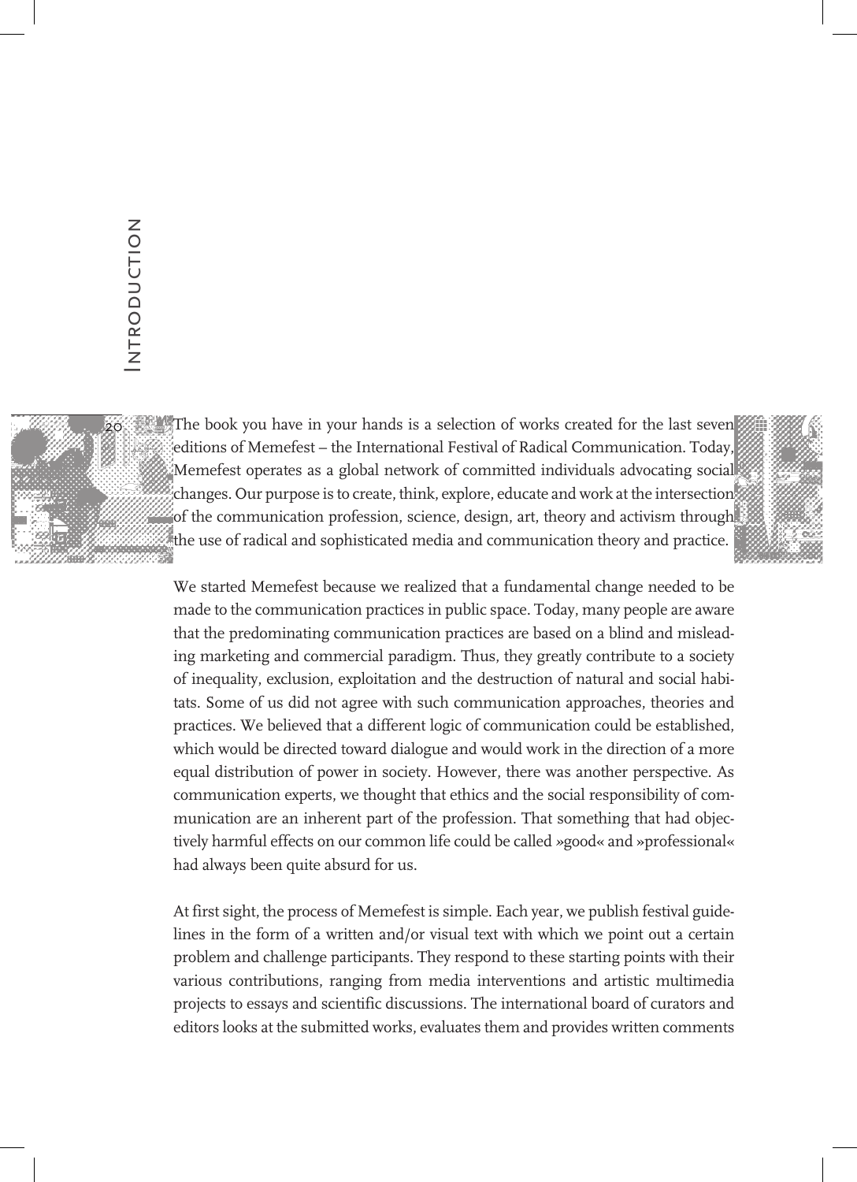# Introduction

The book you have in your hands is a selection of works created for the last seven editions of Memefest – the International Festival of Radical Communication. Today, Memefest operates as a global network of committed individuals advocating social changes. Our purpose is to create, think, explore, educate and work at the intersection of the communication profession, science, design, art, theory and activism through the use of radical and sophisticated media and communication theory and practice.

We started Memefest because we realized that a fundamental change needed to be made to the communication practices in public space. Today, many people are aware that the predominating communication practices are based on a blind and misleading marketing and commercial paradigm. Thus, they greatly contribute to a society of inequality, exclusion, exploitation and the destruction of natural and social habitats. Some of us did not agree with such communication approaches, theories and practices. We believed that a different logic of communication could be established, which would be directed toward dialogue and would work in the direction of a more equal distribution of power in society. However, there was another perspective. As communication experts, we thought that ethics and the social responsibility of communication are an inherent part of the profession. That something that had objectively harmful effects on our common life could be called »good« and »professional« had always been quite absurd for us.

At first sight, the process of Memefest is simple. Each year, we publish festival guidelines in the form of a written and/or visual text with which we point out a certain problem and challenge participants. They respond to these starting points with their various contributions, ranging from media interventions and artistic multimedia projects to essays and scientific discussions. The international board of curators and editors looks at the submitted works, evaluates them and provides written comments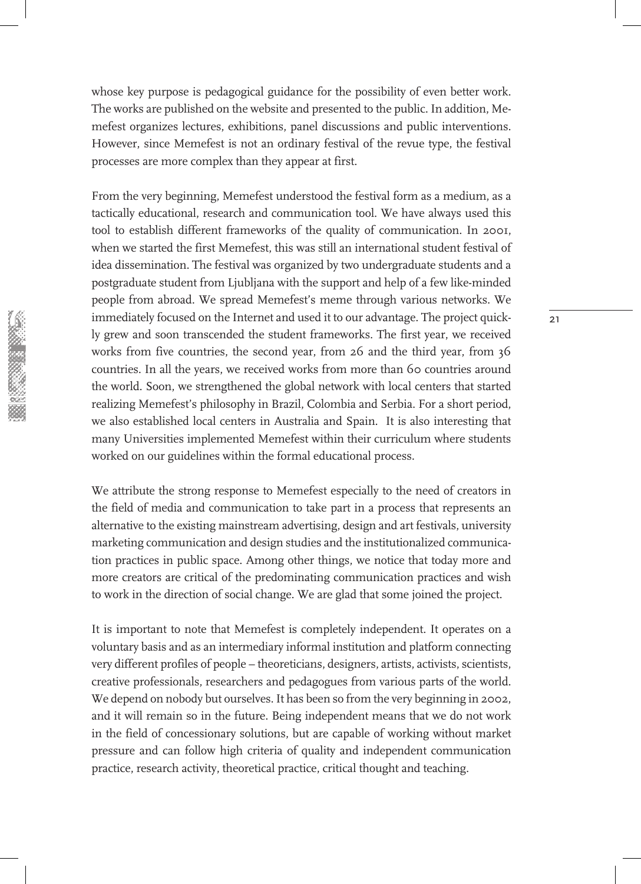whose key purpose is pedagogical guidance for the possibility of even better work. The works are published on the website and presented to the public. In addition, Memefest organizes lectures, exhibitions, panel discussions and public interventions. However, since Memefest is not an ordinary festival of the revue type, the festival processes are more complex than they appear at first.

From the very beginning, Memefest understood the festival form as a medium, as a tactically educational, research and communication tool. We have always used this tool to establish different frameworks of the quality of communication. In 2001, when we started the first Memefest, this was still an international student festival of idea dissemination. The festival was organized by two undergraduate students and a postgraduate student from Ljubljana with the support and help of a few like-minded people from abroad. We spread Memefest's meme through various networks. We immediately focused on the Internet and used it to our advantage. The project quickly grew and soon transcended the student frameworks. The first year, we received works from five countries, the second year, from 26 and the third year, from 36 countries. In all the years, we received works from more than 60 countries around the world. Soon, we strengthened the global network with local centers that started realizing Memefest's philosophy in Brazil, Colombia and Serbia. For a short period, we also established local centers in Australia and Spain. It is also interesting that many Universities implemented Memefest within their curriculum where students worked on our guidelines within the formal educational process.

We attribute the strong response to Memefest especially to the need of creators in the field of media and communication to take part in a process that represents an alternative to the existing mainstream advertising, design and art festivals, university marketing communication and design studies and the institutionalized communication practices in public space. Among other things, we notice that today more and more creators are critical of the predominating communication practices and wish to work in the direction of social change. We are glad that some joined the project.

It is important to note that Memefest is completely independent. It operates on a voluntary basis and as an intermediary informal institution and platform connecting very different profiles of people – theoreticians, designers, artists, activists, scientists, creative professionals, researchers and pedagogues from various parts of the world. We depend on nobody but ourselves. It has been so from the very beginning in 2002, and it will remain so in the future. Being independent means that we do not work in the field of concessionary solutions, but are capable of working without market pressure and can follow high criteria of quality and independent communication practice, research activity, theoretical practice, critical thought and teaching.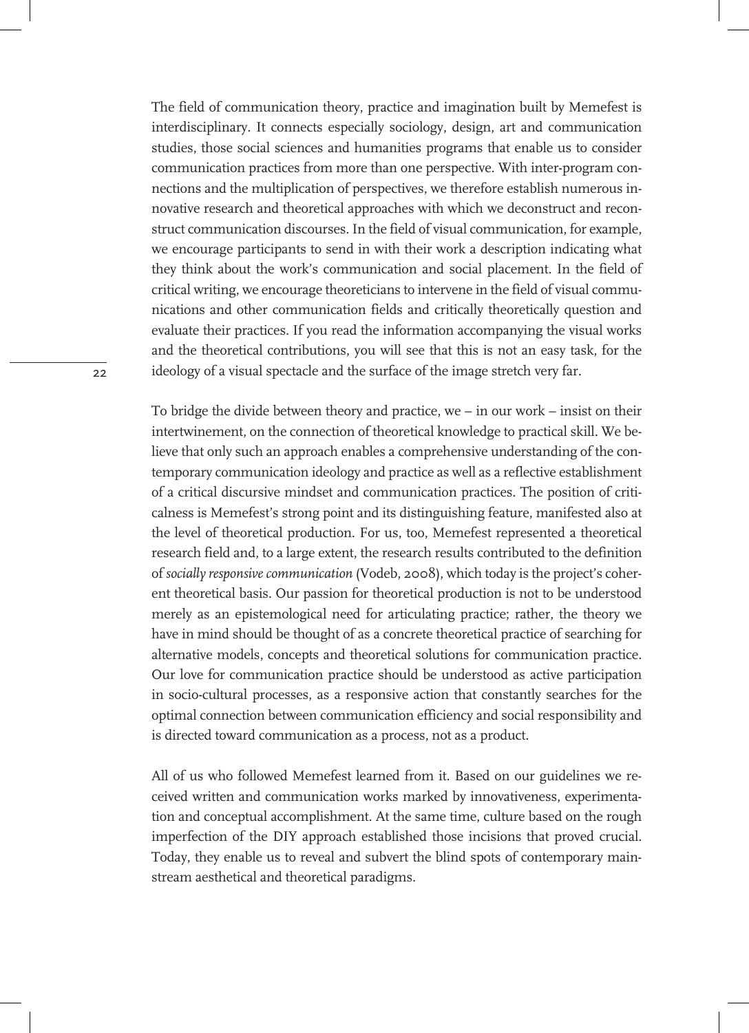The field of communication theory, practice and imagination built by Memefest is interdisciplinary. It connects especially sociology, design, art and communication studies, those social sciences and humanities programs that enable us to consider communication practices from more than one perspective. With inter-program connections and the multiplication of perspectives, we therefore establish numerous innovative research and theoretical approaches with which we deconstruct and reconstruct communication discourses. In the field of visual communication, for example, we encourage participants to send in with their work a description indicating what they think about the work's communication and social placement. In the field of critical writing, we encourage theoreticians to intervene in the field of visual communications and other communication fields and critically theoretically question and evaluate their practices. If you read the information accompanying the visual works and the theoretical contributions, you will see that this is not an easy task, for the ideology of a visual spectacle and the surface of the image stretch very far.

To bridge the divide between theory and practice, we – in our work – insist on their intertwinement, on the connection of theoretical knowledge to practical skill. We believe that only such an approach enables a comprehensive understanding of the contemporary communication ideology and practice as well as a reflective establishment of a critical discursive mindset and communication practices. The position of criticalness is Memefest's strong point and its distinguishing feature, manifested also at the level of theoretical production. For us, too, Memefest represented a theoretical research field and, to a large extent, the research results contributed to the definition of *socially responsive communication* (Vodeb, 2008), which today is the project's coherent theoretical basis. Our passion for theoretical production is not to be understood merely as an epistemological need for articulating practice; rather, the theory we have in mind should be thought of as a concrete theoretical practice of searching for alternative models, concepts and theoretical solutions for communication practice. Our love for communication practice should be understood as active participation in socio-cultural processes, as a responsive action that constantly searches for the optimal connection between communication efficiency and social responsibility and is directed toward communication as a process, not as a product.

All of us who followed Memefest learned from it. Based on our guidelines we received written and communication works marked by innovativeness, experimentation and conceptual accomplishment. At the same time, culture based on the rough imperfection of the DIY approach established those incisions that proved crucial. Today, they enable us to reveal and subvert the blind spots of contemporary mainstream aesthetical and theoretical paradigms.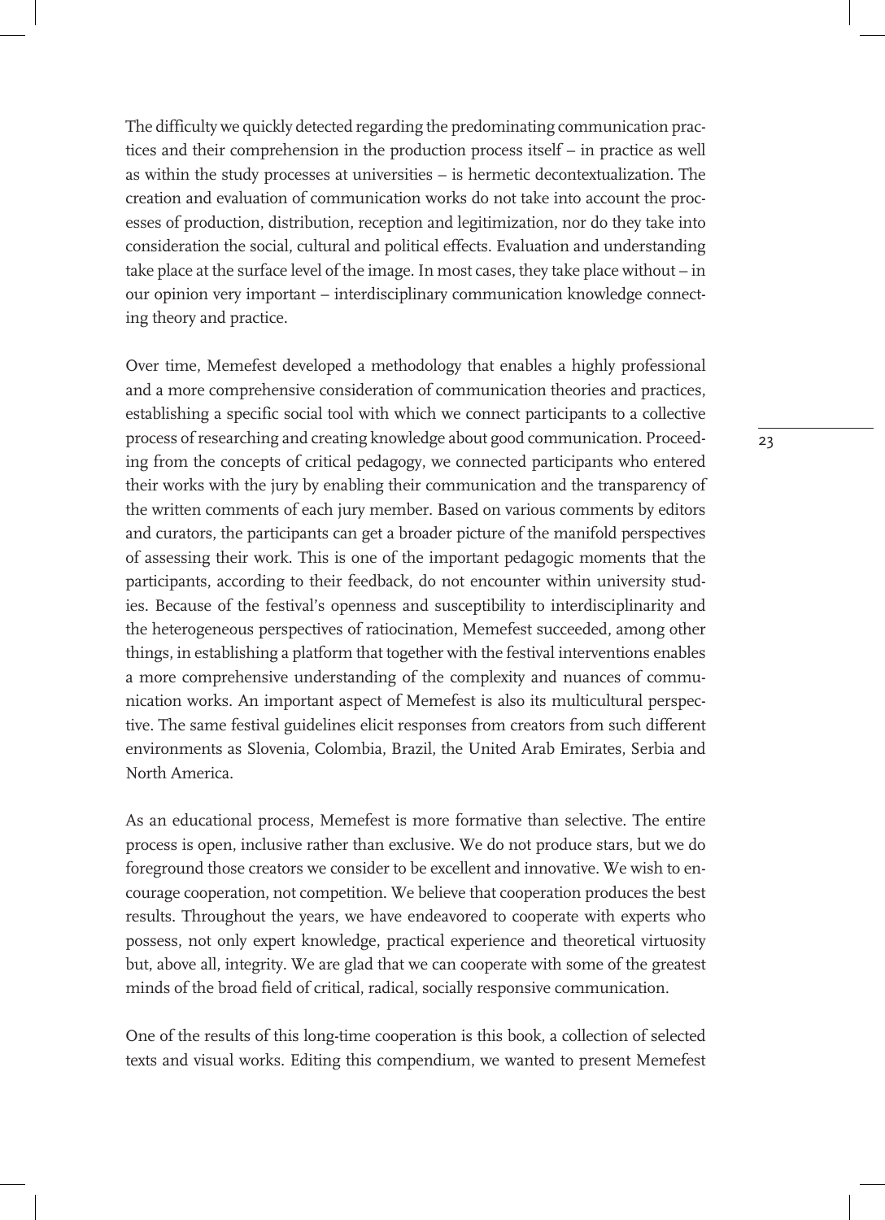The difficulty we quickly detected regarding the predominating communication practices and their comprehension in the production process itself – in practice as well as within the study processes at universities – is hermetic decontextualization. The creation and evaluation of communication works do not take into account the processes of production, distribution, reception and legitimization, nor do they take into consideration the social, cultural and political effects. Evaluation and understanding take place at the surface level of the image. In most cases, they take place without – in our opinion very important – interdisciplinary communication knowledge connecting theory and practice.

Over time, Memefest developed a methodology that enables a highly professional and a more comprehensive consideration of communication theories and practices, establishing a specific social tool with which we connect participants to a collective process of researching and creating knowledge about good communication. Proceeding from the concepts of critical pedagogy, we connected participants who entered their works with the jury by enabling their communication and the transparency of the written comments of each jury member. Based on various comments by editors and curators, the participants can get a broader picture of the manifold perspectives of assessing their work. This is one of the important pedagogic moments that the participants, according to their feedback, do not encounter within university studies. Because of the festival's openness and susceptibility to interdisciplinarity and the heterogeneous perspectives of ratiocination, Memefest succeeded, among other things, in establishing a platform that together with the festival interventions enables a more comprehensive understanding of the complexity and nuances of communication works. An important aspect of Memefest is also its multicultural perspective. The same festival guidelines elicit responses from creators from such different environments as Slovenia, Colombia, Brazil, the United Arab Emirates, Serbia and North America.

As an educational process, Memefest is more formative than selective. The entire process is open, inclusive rather than exclusive. We do not produce stars, but we do foreground those creators we consider to be excellent and innovative. We wish to encourage cooperation, not competition. We believe that cooperation produces the best results. Throughout the years, we have endeavored to cooperate with experts who possess, not only expert knowledge, practical experience and theoretical virtuosity but, above all, integrity. We are glad that we can cooperate with some of the greatest minds of the broad field of critical, radical, socially responsive communication.

One of the results of this long-time cooperation is this book, a collection of selected texts and visual works. Editing this compendium, we wanted to present Memefest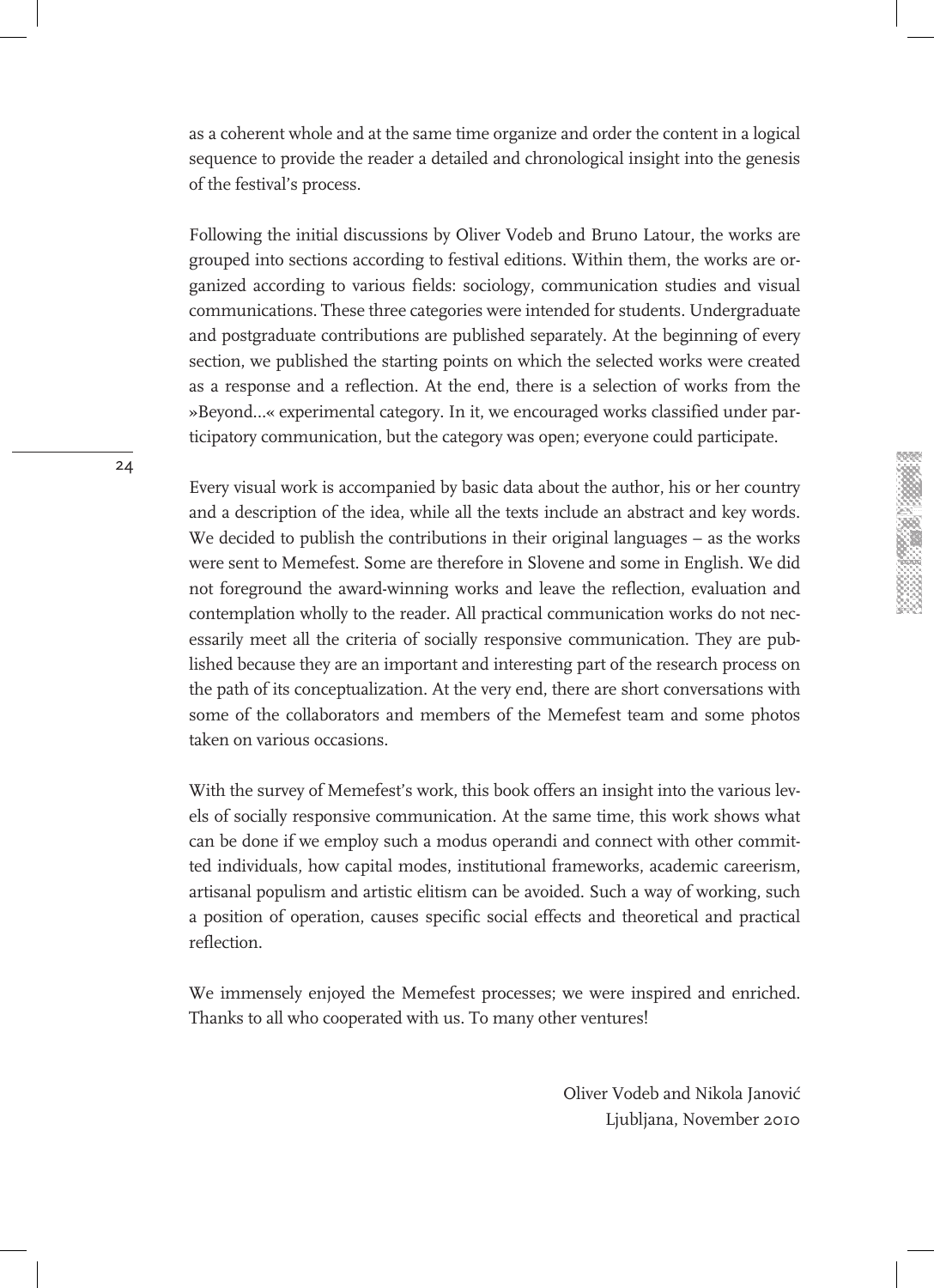as a coherent whole and at the same time organize and order the content in a logical sequence to provide the reader a detailed and chronological insight into the genesis of the festival's process.

Following the initial discussions by Oliver Vodeb and Bruno Latour, the works are grouped into sections according to festival editions. Within them, the works are organized according to various fields: sociology, communication studies and visual communications. These three categories were intended for students. Undergraduate and postgraduate contributions are published separately. At the beginning of every section, we published the starting points on which the selected works were created as a response and a reflection. At the end, there is a selection of works from the »Beyond...« experimental category. In it, we encouraged works classified under participatory communication, but the category was open; everyone could participate.

Every visual work is accompanied by basic data about the author, his or her country and a description of the idea, while all the texts include an abstract and key words. We decided to publish the contributions in their original languages – as the works were sent to Memefest. Some are therefore in Slovene and some in English. We did not foreground the award-winning works and leave the reflection, evaluation and contemplation wholly to the reader. All practical communication works do not necessarily meet all the criteria of socially responsive communication. They are published because they are an important and interesting part of the research process on the path of its conceptualization. At the very end, there are short conversations with some of the collaborators and members of the Memefest team and some photos taken on various occasions.

With the survey of Memefest's work, this book offers an insight into the various levels of socially responsive communication. At the same time, this work shows what can be done if we employ such a modus operandi and connect with other committed individuals, how capital modes, institutional frameworks, academic careerism, artisanal populism and artistic elitism can be avoided. Such a way of working, such a position of operation, causes specific social effects and theoretical and practical reflection.

We immensely enjoyed the Memefest processes; we were inspired and enriched. Thanks to all who cooperated with us. To many other ventures!

Oliver Vodeb and Nikola Janović
Ljubljana, November 2010